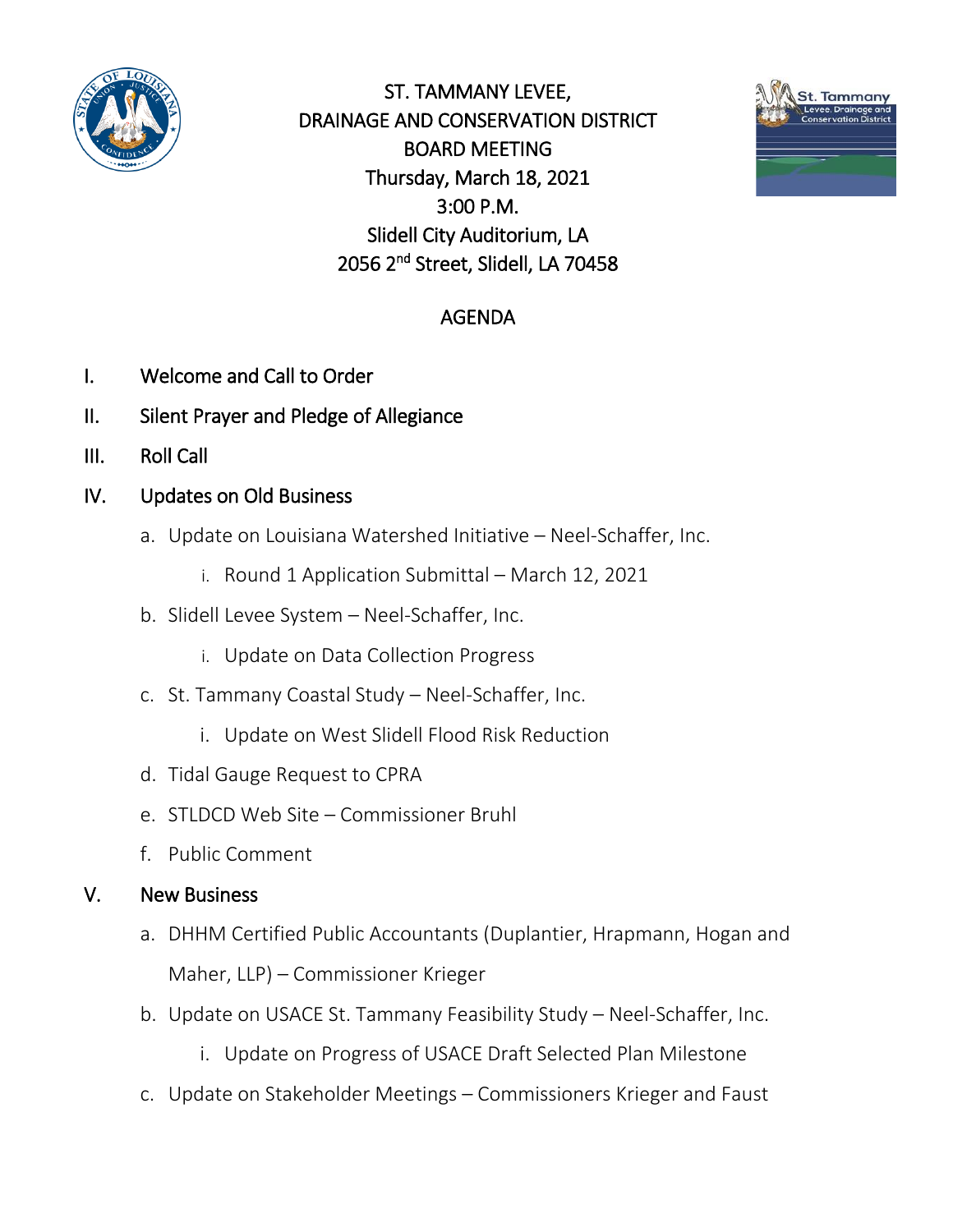# ST. TAMMANY LEVEE, DRAINAGE AND CONSERVATION DISTRICT BOARD MEETING

Thursday, March 18, 2021
3:00 P.M.
Slidell City Auditorium, LA
2056 2nd Street, Slidell, LA 70458

## AGENDA

I. Welcome and Call to Order

II. Silent Prayer and Pledge of Allegiance

III. Roll Call

IV. Updates on Old Business

   a. Update on Louisiana Watershed Initiative – Neel-Schaffer, Inc.
      i. Round 1 Application Submittal – March 12, 2021
   b. Slidell Levee System – Neel-Schaffer, Inc.
      i. Update on Data Collection Progress
   c. St. Tammany Coastal Study – Neel-Schaffer, Inc.
      i. Update on West Slidell Flood Risk Reduction
   d. Tidal Gauge Request to CPRA
   e. STLDCD Web Site – Commissioner Bruhl
   f. Public Comment

V. New Business

   a. DHHM Certified Public Accountants (Duplantier, Hrapmann, Hogan and Maher, LLP) – Commissioner Krieger
   b. Update on USACE St. Tammany Feasibility Study – Neel-Schaffer, Inc.
      i. Update on Progress of USACE Draft Selected Plan Milestone
   c. Update on Stakeholder Meetings – Commissioners Krieger and Faust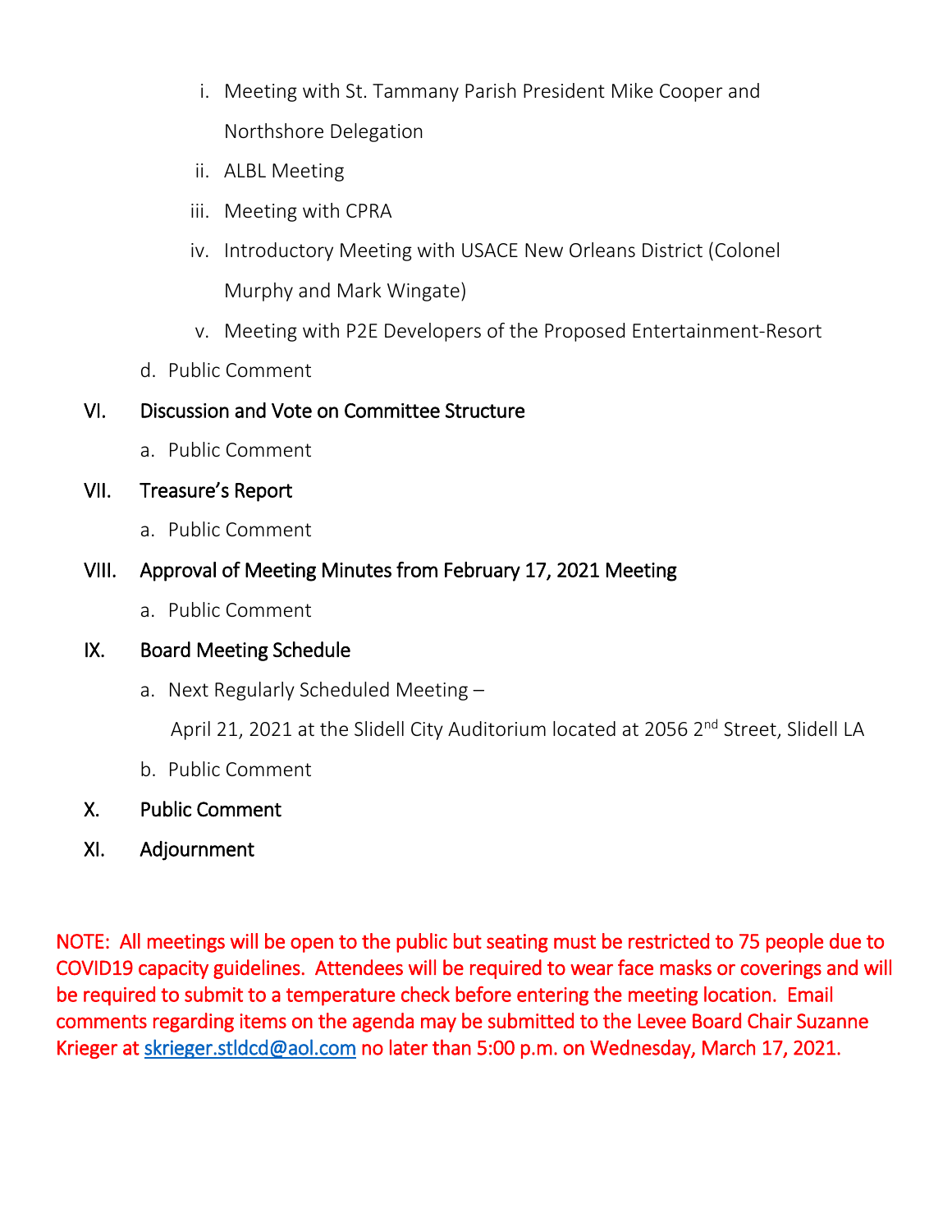i. Meeting with St. Tammany Parish President Mike Cooper and Northshore Delegation
ii. ALBL Meeting
iii. Meeting with CPRA
iv. Introductory Meeting with USACE New Orleans District (Colonel Murphy and Mark Wingate)
v. Meeting with P2E Developers of the Proposed Entertainment-Resort

d. Public Comment

VI. Discussion and Vote on Committee Structure

a. Public Comment

VII. Treasure's Report

a. Public Comment

VIII. Approval of Meeting Minutes from February 17, 2021 Meeting

a. Public Comment

IX. Board Meeting Schedule

a. Next Regularly Scheduled Meeting –
April 21, 2021 at the Slidell City Auditorium located at 2056 2nd Street, Slidell LA

b. Public Comment

X. Public Comment

XI. Adjournment

NOTE: All meetings will be open to the public but seating must be restricted to 75 people due to COVID19 capacity guidelines. Attendees will be required to wear face masks or coverings and will be required to submit to a temperature check before entering the meeting location. Email comments regarding items on the agenda may be submitted to the Levee Board Chair Suzanne Krieger at skrieger.stldcd@aol.com no later than 5:00 p.m. on Wednesday, March 17, 2021.